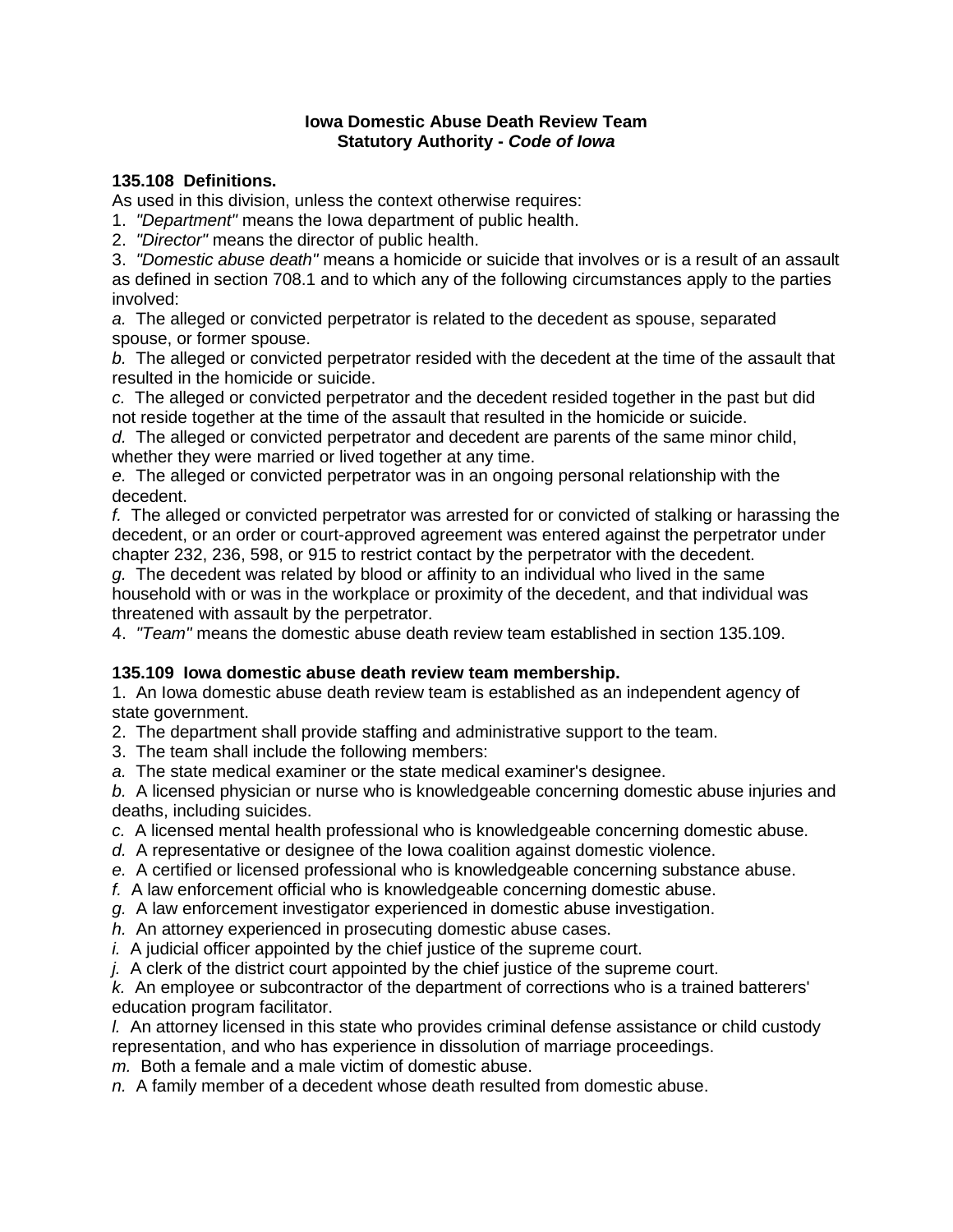# Iowa Domestic Abuse Death Review Team
## Statutory Authority - *Code of Iowa*

**135.108 Definitions.**

As used in this division, unless the context otherwise requires:

1. *"Department"* means the Iowa department of public health.
2. *"Director"* means the director of public health.
3. *"Domestic abuse death"* means a homicide or suicide that involves or is a result of an assault as defined in section 708.1 and to which any of the following circumstances apply to the parties involved:

*a.* The alleged or convicted perpetrator is related to the decedent as spouse, separated spouse, or former spouse.

*b.* The alleged or convicted perpetrator resided with the decedent at the time of the assault that resulted in the homicide or suicide.

*c.* The alleged or convicted perpetrator and the decedent resided together in the past but did not reside together at the time of the assault that resulted in the homicide or suicide.

*d.* The alleged or convicted perpetrator and decedent are parents of the same minor child, whether they were married or lived together at any time.

*e.* The alleged or convicted perpetrator was in an ongoing personal relationship with the decedent.

*f.* The alleged or convicted perpetrator was arrested for or convicted of stalking or harassing the decedent, or an order or court-approved agreement was entered against the perpetrator under chapter 232, 236, 598, or 915 to restrict contact by the perpetrator with the decedent.

*g.* The decedent was related by blood or affinity to an individual who lived in the same household with or was in the workplace or proximity of the decedent, and that individual was threatened with assault by the perpetrator.

4. *"Team"* means the domestic abuse death review team established in section 135.109.

**135.109 Iowa domestic abuse death review team membership.**

1. An Iowa domestic abuse death review team is established as an independent agency of state government.
2. The department shall provide staffing and administrative support to the team.
3. The team shall include the following members:

*a.* The state medical examiner or the state medical examiner's designee.

*b.* A licensed physician or nurse who is knowledgeable concerning domestic abuse injuries and deaths, including suicides.

*c.* A licensed mental health professional who is knowledgeable concerning domestic abuse.

*d.* A representative or designee of the Iowa coalition against domestic violence.

*e.* A certified or licensed professional who is knowledgeable concerning substance abuse.

*f.* A law enforcement official who is knowledgeable concerning domestic abuse.

*g.* A law enforcement investigator experienced in domestic abuse investigation.

*h.* An attorney experienced in prosecuting domestic abuse cases.

*i.* A judicial officer appointed by the chief justice of the supreme court.

*j.* A clerk of the district court appointed by the chief justice of the supreme court.

*k.* An employee or subcontractor of the department of corrections who is a trained batterers' education program facilitator.

*l.* An attorney licensed in this state who provides criminal defense assistance or child custody representation, and who has experience in dissolution of marriage proceedings.

*m.* Both a female and a male victim of domestic abuse.

*n.* A family member of a decedent whose death resulted from domestic abuse.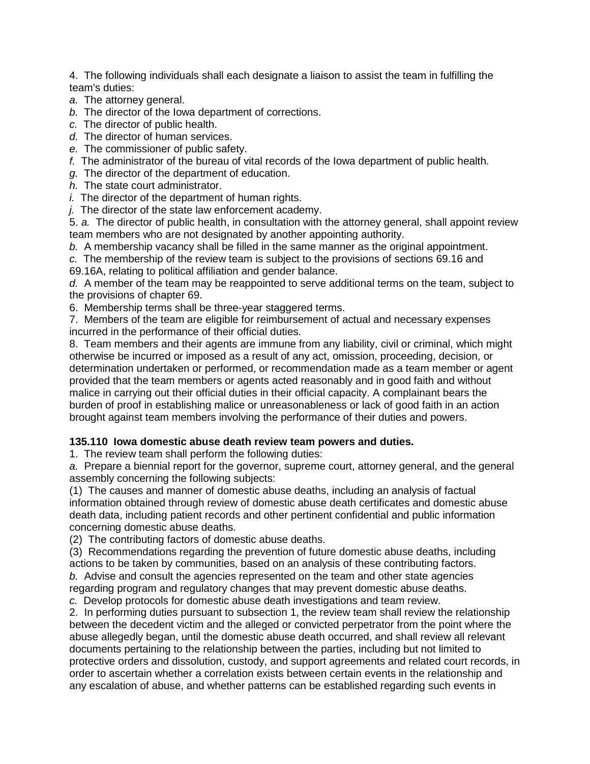4. The following individuals shall each designate a liaison to assist the team in fulfilling the team's duties:

*a.* The attorney general.

*b.* The director of the Iowa department of corrections.

*c.* The director of public health.

*d.* The director of human services.

*e.* The commissioner of public safety.

*f.* The administrator of the bureau of vital records of the Iowa department of public health.

*g.* The director of the department of education.

*h.* The state court administrator.

*i.* The director of the department of human rights.

*j.* The director of the state law enforcement academy.

5. *a.* The director of public health, in consultation with the attorney general, shall appoint review team members who are not designated by another appointing authority.

*b.* A membership vacancy shall be filled in the same manner as the original appointment.

*c.* The membership of the review team is subject to the provisions of sections 69.16 and 69.16A, relating to political affiliation and gender balance.

*d.* A member of the team may be reappointed to serve additional terms on the team, subject to the provisions of chapter 69.

6. Membership terms shall be three-year staggered terms.

7. Members of the team are eligible for reimbursement of actual and necessary expenses incurred in the performance of their official duties.

8. Team members and their agents are immune from any liability, civil or criminal, which might otherwise be incurred or imposed as a result of any act, omission, proceeding, decision, or determination undertaken or performed, or recommendation made as a team member or agent provided that the team members or agents acted reasonably and in good faith and without malice in carrying out their official duties in their official capacity. A complainant bears the burden of proof in establishing malice or unreasonableness or lack of good faith in an action brought against team members involving the performance of their duties and powers.

**135.110 Iowa domestic abuse death review team powers and duties.**

1. The review team shall perform the following duties:

*a.* Prepare a biennial report for the governor, supreme court, attorney general, and the general assembly concerning the following subjects:

(1) The causes and manner of domestic abuse deaths, including an analysis of factual information obtained through review of domestic abuse death certificates and domestic abuse death data, including patient records and other pertinent confidential and public information concerning domestic abuse deaths.

(2) The contributing factors of domestic abuse deaths.

(3) Recommendations regarding the prevention of future domestic abuse deaths, including actions to be taken by communities, based on an analysis of these contributing factors.

*b.* Advise and consult the agencies represented on the team and other state agencies regarding program and regulatory changes that may prevent domestic abuse deaths.

*c.* Develop protocols for domestic abuse death investigations and team review.

2. In performing duties pursuant to subsection 1, the review team shall review the relationship between the decedent victim and the alleged or convicted perpetrator from the point where the abuse allegedly began, until the domestic abuse death occurred, and shall review all relevant documents pertaining to the relationship between the parties, including but not limited to protective orders and dissolution, custody, and support agreements and related court records, in order to ascertain whether a correlation exists between certain events in the relationship and any escalation of abuse, and whether patterns can be established regarding such events in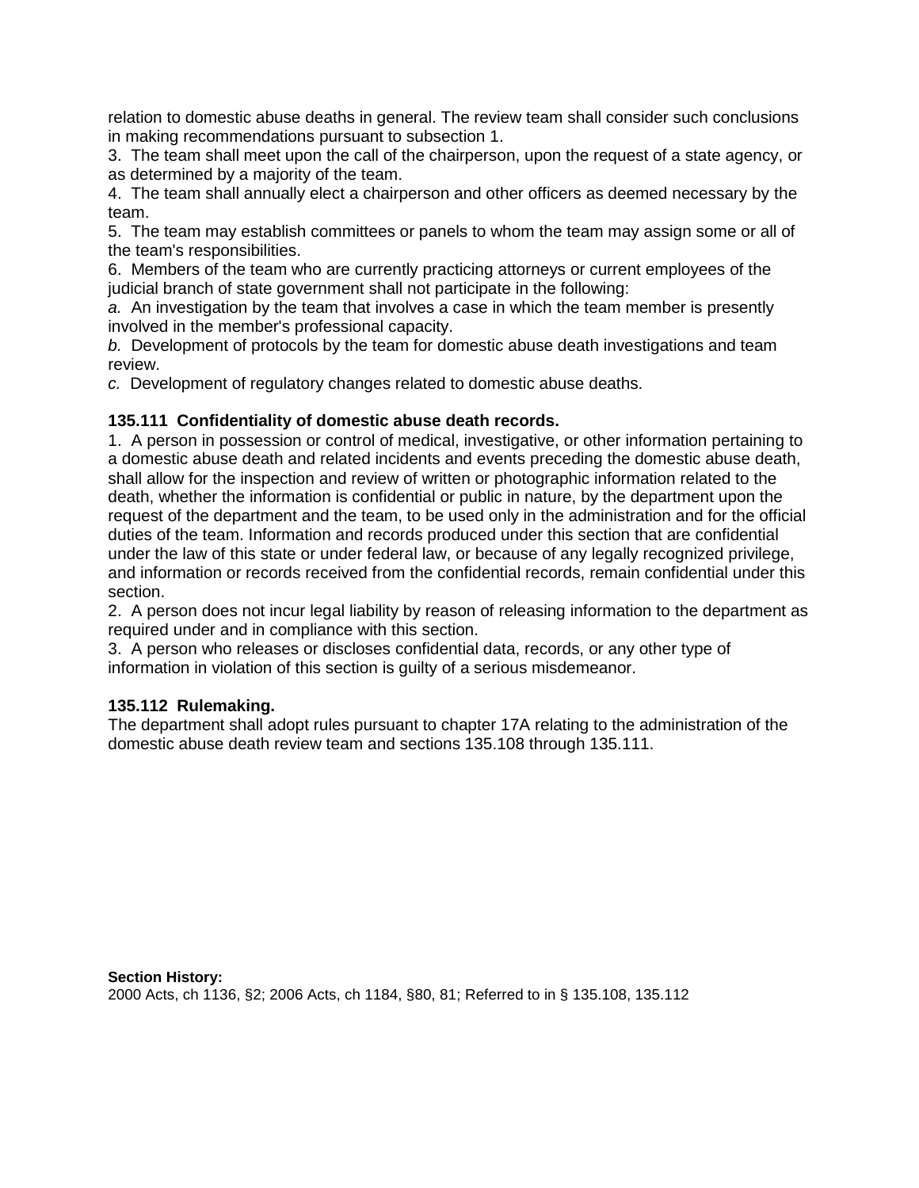relation to domestic abuse deaths in general. The review team shall consider such conclusions in making recommendations pursuant to subsection 1.

3. The team shall meet upon the call of the chairperson, upon the request of a state agency, or as determined by a majority of the team.

4. The team shall annually elect a chairperson and other officers as deemed necessary by the team.

5. The team may establish committees or panels to whom the team may assign some or all of the team's responsibilities.

6. Members of the team who are currently practicing attorneys or current employees of the judicial branch of state government shall not participate in the following:

*a.* An investigation by the team that involves a case in which the team member is presently involved in the member's professional capacity.

*b.* Development of protocols by the team for domestic abuse death investigations and team review.

*c.* Development of regulatory changes related to domestic abuse deaths.

**135.111 Confidentiality of domestic abuse death records.**

1. A person in possession or control of medical, investigative, or other information pertaining to a domestic abuse death and related incidents and events preceding the domestic abuse death, shall allow for the inspection and review of written or photographic information related to the death, whether the information is confidential or public in nature, by the department upon the request of the department and the team, to be used only in the administration and for the official duties of the team. Information and records produced under this section that are confidential under the law of this state or under federal law, or because of any legally recognized privilege, and information or records received from the confidential records, remain confidential under this section.

2. A person does not incur legal liability by reason of releasing information to the department as required under and in compliance with this section.

3. A person who releases or discloses confidential data, records, or any other type of information in violation of this section is guilty of a serious misdemeanor.

**135.112 Rulemaking.**

The department shall adopt rules pursuant to chapter 17A relating to the administration of the domestic abuse death review team and sections 135.108 through 135.111.

**Section History:**

2000 Acts, ch 1136, §2; 2006 Acts, ch 1184, §80, 81; Referred to in § 135.108, 135.112